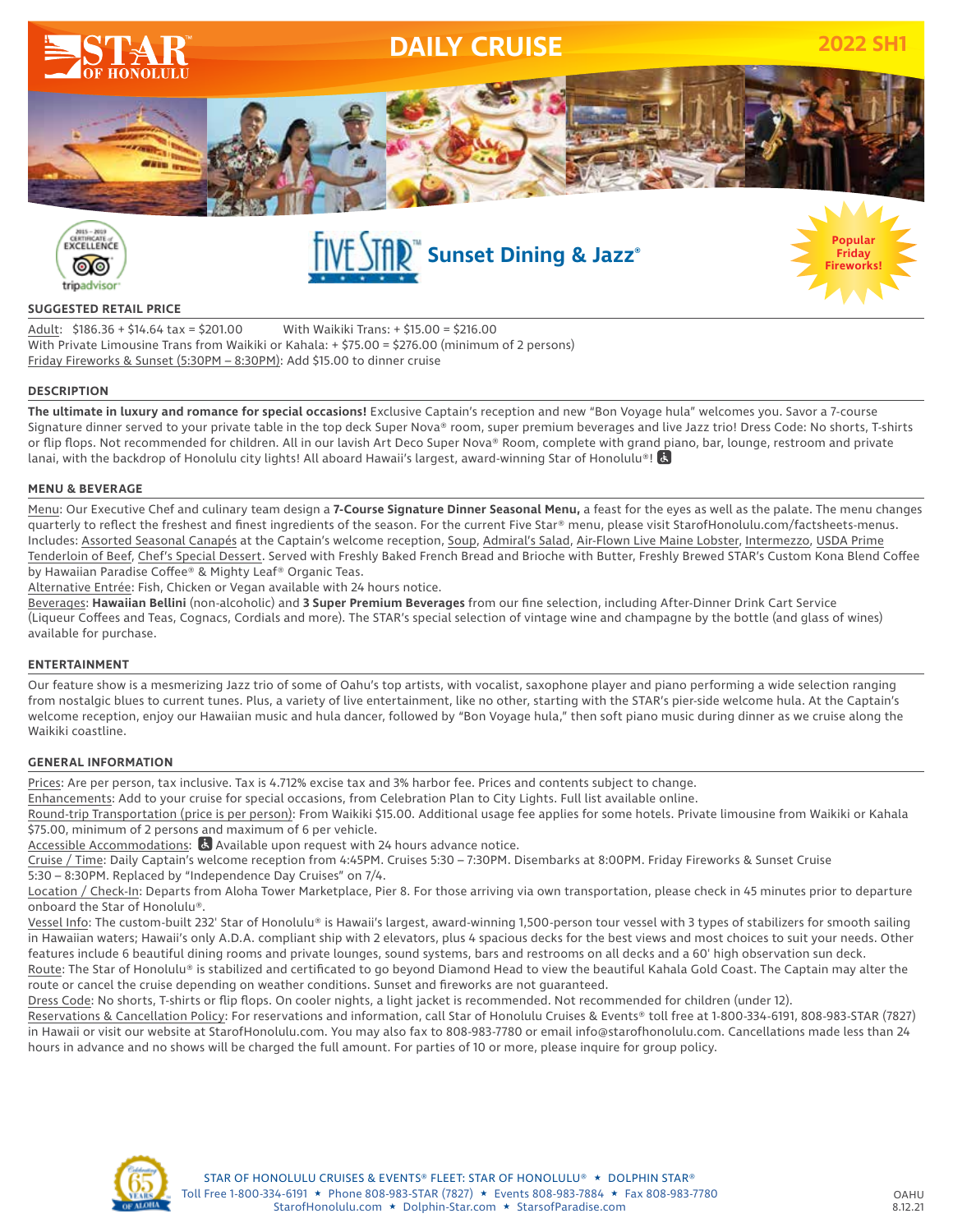# STAR OF HONOLULU

# DAILY CRUISE

2022 SH1

## FIVE STAR™ Sunset Dining & Jazz®

Popular Friday Fireworks!

### SUGGESTED RETAIL PRICE

Adult: $186.36 + $14.64 tax = $201.00 With Waikiki Trans: + $15.00 = $216.00
With Private Limousine Trans from Waikiki or Kahala: + $75.00 = $276.00 (minimum of 2 persons)
Friday Fireworks & Sunset (5:30PM – 8:30PM): Add $15.00 to dinner cruise

### DESCRIPTION

**The ultimate in luxury and romance for special occasions!** Exclusive Captain's reception and new "Bon Voyage hula" welcomes you. Savor a 7-course Signature dinner served to your private table in the top deck Super Nova® room, super premium beverages and live Jazz trio! Dress Code: No shorts, T-shirts or flip flops. Not recommended for children. All in our lavish Art Deco Super Nova® Room, complete with grand piano, bar, lounge, restroom and private lanai, with the backdrop of Honolulu city lights! All aboard Hawaii's largest, award-winning Star of Honolulu®! ♿

### MENU & BEVERAGE

Menu: Our Executive Chef and culinary team design a **7-Course Signature Dinner Seasonal Menu,** a feast for the eyes as well as the palate. The menu changes quarterly to reflect the freshest and finest ingredients of the season. For the current Five Star® menu, please visit StarofHonolulu.com/factsheets-menus. Includes: Assorted Seasonal Canapés at the Captain's welcome reception, Soup, Admiral's Salad, Air-Flown Live Maine Lobster, Intermezzo, USDA Prime Tenderloin of Beef, Chef's Special Dessert. Served with Freshly Baked French Bread and Brioche with Butter, Freshly Brewed STAR's Custom Kona Blend Coffee by Hawaiian Paradise Coffee® & Mighty Leaf® Organic Teas.
Alternative Entrée: Fish, Chicken or Vegan available with 24 hours notice.
Beverages: **Hawaiian Bellini** (non-alcoholic) and **3 Super Premium Beverages** from our fine selection, including After-Dinner Drink Cart Service (Liqueur Coffees and Teas, Cognacs, Cordials and more). The STAR's special selection of vintage wine and champagne by the bottle (and glass of wines) available for purchase.

### ENTERTAINMENT

Our feature show is a mesmerizing Jazz trio of some of Oahu's top artists, with vocalist, saxophone player and piano performing a wide selection ranging from nostalgic blues to current tunes. Plus, a variety of live entertainment, like no other, starting with the STAR's pier-side welcome hula. At the Captain's welcome reception, enjoy our Hawaiian music and hula dancer, followed by "Bon Voyage hula," then soft piano music during dinner as we cruise along the Waikiki coastline.

### GENERAL INFORMATION

Prices: Are per person, tax inclusive. Tax is 4.712% excise tax and 3% harbor fee. Prices and contents subject to change.
Enhancements: Add to your cruise for special occasions, from Celebration Plan to City Lights. Full list available online.
Round-trip Transportation (price is per person): From Waikiki $15.00. Additional usage fee applies for some hotels. Private limousine from Waikiki or Kahala $75.00, minimum of 2 persons and maximum of 6 per vehicle.
Accessible Accommodations: ♿ Available upon request with 24 hours advance notice.
Cruise / Time: Daily Captain's welcome reception from 4:45PM. Cruises 5:30 – 7:30PM. Disembarks at 8:00PM. Friday Fireworks & Sunset Cruise 5:30 – 8:30PM. Replaced by "Independence Day Cruises" on 7/4.
Location / Check-In: Departs from Aloha Tower Marketplace, Pier 8. For those arriving via own transportation, please check in 45 minutes prior to departure onboard the Star of Honolulu®.
Vessel Info: The custom-built 232' Star of Honolulu® is Hawaii's largest, award-winning 1,500-person tour vessel with 3 types of stabilizers for smooth sailing in Hawaiian waters; Hawaii's only A.D.A. compliant ship with 2 elevators, plus 4 spacious decks for the best views and most choices to suit your needs. Other features include 6 beautiful dining rooms and private lounges, sound systems, bars and restrooms on all decks and a 60' high observation sun deck.
Route: The Star of Honolulu® is stabilized and certificated to go beyond Diamond Head to view the beautiful Kahala Gold Coast. The Captain may alter the route or cancel the cruise depending on weather conditions. Sunset and fireworks are not guaranteed.
Dress Code: No shorts, T-shirts or flip flops. On cooler nights, a light jacket is recommended. Not recommended for children (under 12).
Reservations & Cancellation Policy: For reservations and information, call Star of Honolulu Cruises & Events® toll free at 1-800-334-6191, 808-983-STAR (7827) in Hawaii or visit our website at StarofHonolulu.com. You may also fax to 808-983-7780 or email info@starofhonolulu.com. Cancellations made less than 24 hours in advance and no shows will be charged the full amount. For parties of 10 or more, please inquire for group policy.

STAR OF HONOLULU CRUISES & EVENTS® FLEET: STAR OF HONOLULU® ★ DOLPHIN STAR®
Toll Free 1-800-334-6191 ★ Phone 808-983-STAR (7827) ★ Events 808-983-7884 ★ Fax 808-983-7780
StarofHonolulu.com ★ Dolphin-Star.com ★ StarsofParadise.com

OAHU 8.12.21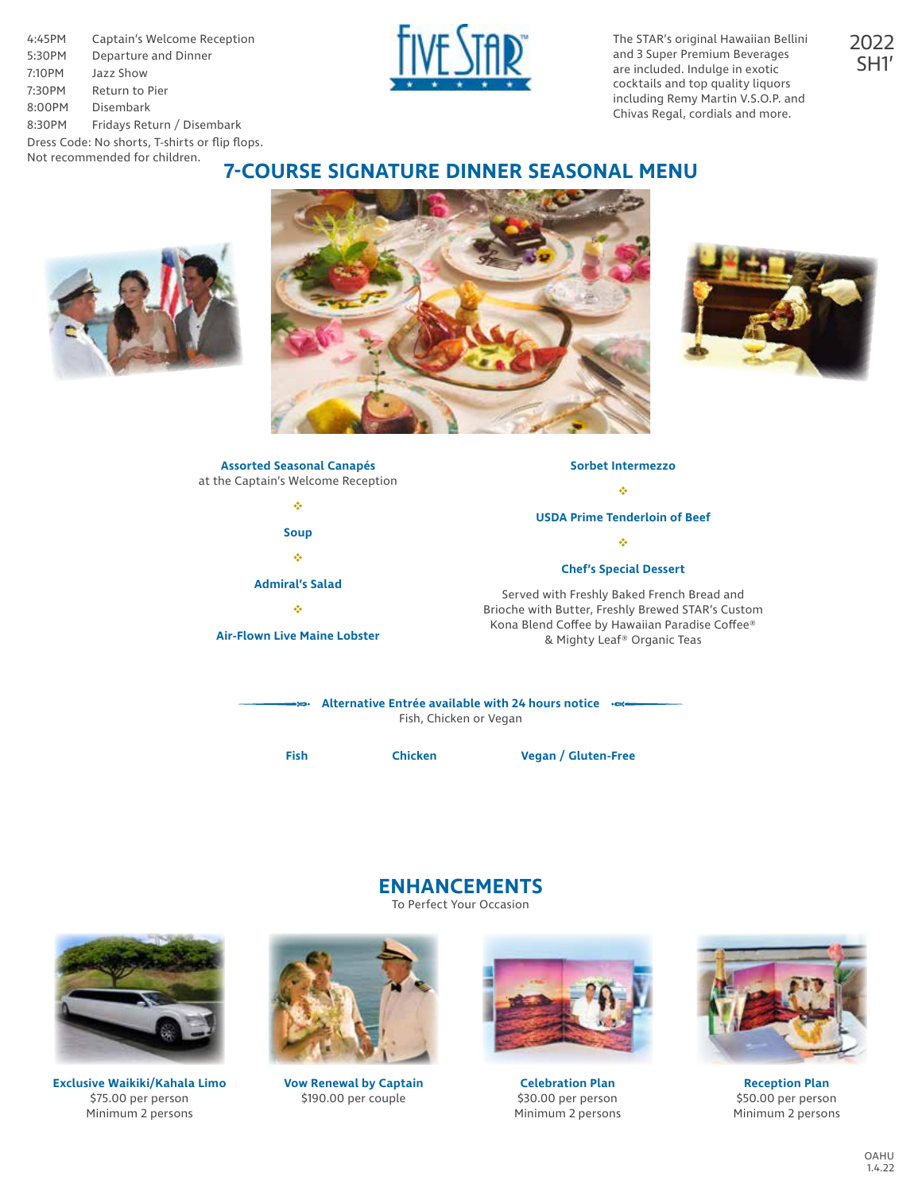| | |
|---|---|
| 4:45PM | Captain's Welcome Reception |
| 5:30PM | Departure and Dinner |
| 7:10PM | Jazz Show |
| 7:30PM | Return to Pier |
| 8:00PM | Disembark |
| 8:30PM | Fridays Return / Disembark |

Dress Code: No shorts, T-shirts or flip flops.
Not recommended for children.

FIVE STAR™

The STAR's original Hawaiian Bellini and 3 Super Premium Beverages are included. Indulge in exotic cocktails and top quality liquors including Remy Martin V.S.O.P. and Chivas Regal, cordials and more.

2022
SH1'

# 7-COURSE SIGNATURE DINNER SEASONAL MENU

**Assorted Seasonal Canapés**
at the Captain's Welcome Reception

**Soup**

**Admiral's Salad**

**Air-Flown Live Maine Lobster**

**Sorbet Intermezzo**

**USDA Prime Tenderloin of Beef**

**Chef's Special Dessert**

Served with Freshly Baked French Bread and Brioche with Butter, Freshly Brewed STAR's Custom Kona Blend Coffee by Hawaiian Paradise Coffee® & Mighty Leaf® Organic Teas

**Alternative Entrée available with 24 hours notice**
Fish, Chicken or Vegan

**Fish** **Chicken** **Vegan / Gluten-Free**

# ENHANCEMENTS

To Perfect Your Occasion

**Exclusive Waikiki/Kahala Limo**
$75.00 per person
Minimum 2 persons

**Vow Renewal by Captain**
$190.00 per couple

**Celebration Plan**
$30.00 per person
Minimum 2 persons

**Reception Plan**
$50.00 per person
Minimum 2 persons

OAHU
1.4.22